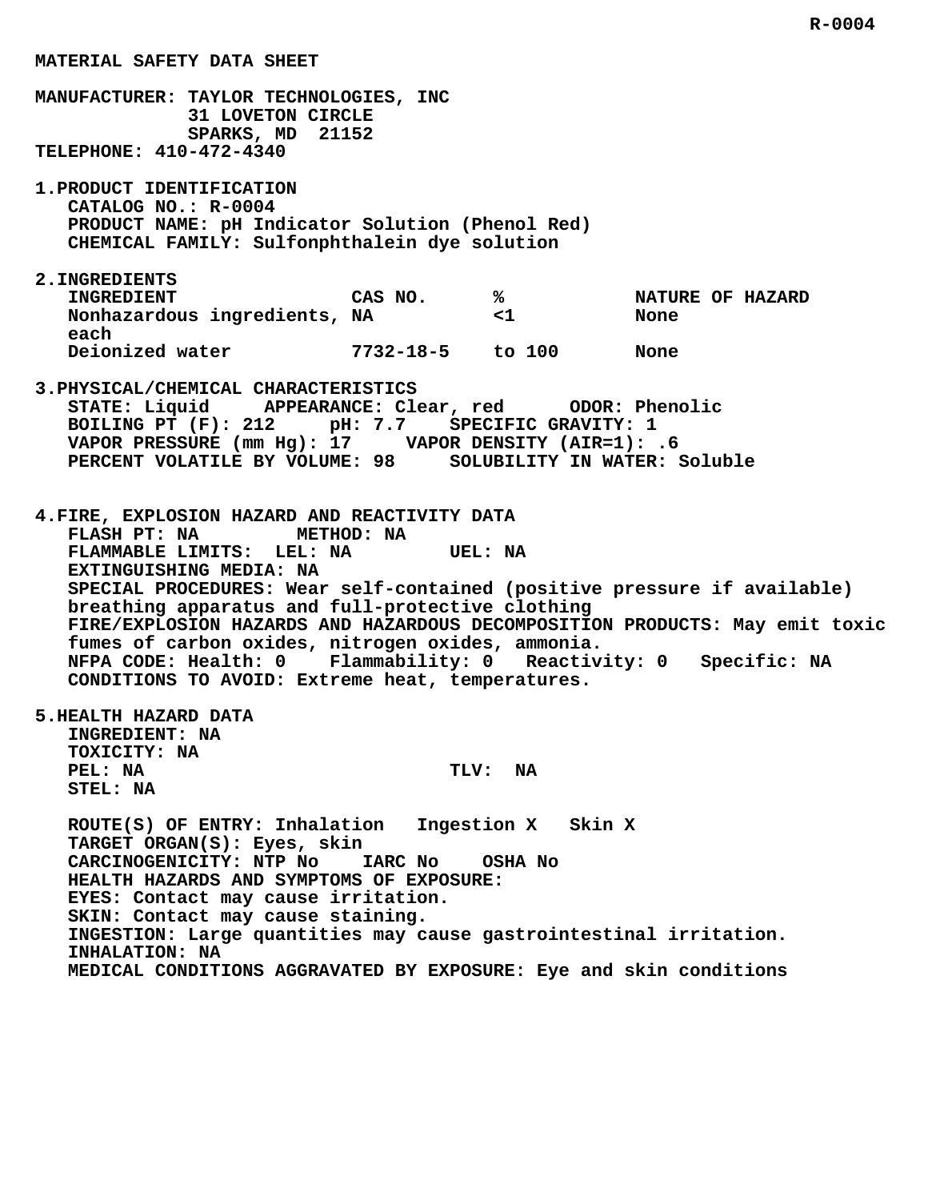R-0004

# MATERIAL SAFETY DATA SHEET

**MANUFACTURER:** TAYLOR TECHNOLOGIES, INC
31 LOVETON CIRCLE
SPARKS, MD 21152
**TELEPHONE:** 410-472-4340

## 1. PRODUCT IDENTIFICATION

CATALOG NO.: R-0004
PRODUCT NAME: pH Indicator Solution (Phenol Red)
CHEMICAL FAMILY: Sulfonphthalein dye solution

## 2. INGREDIENTS

| INGREDIENT | CAS NO. | % | NATURE OF HAZARD |
|---|---|---|---|
| Nonhazardous ingredients, each | NA | <1 | None |
| Deionized water | 7732-18-5 | to 100 | None |

## 3. PHYSICAL/CHEMICAL CHARACTERISTICS

STATE: Liquid    APPEARANCE: Clear, red    ODOR: Phenolic
BOILING PT (F): 212    pH: 7.7    SPECIFIC GRAVITY: 1
VAPOR PRESSURE (mm Hg): 17    VAPOR DENSITY (AIR=1): .6
PERCENT VOLATILE BY VOLUME: 98    SOLUBILITY IN WATER: Soluble

## 4. FIRE, EXPLOSION HAZARD AND REACTIVITY DATA

FLASH PT: NA    METHOD: NA
FLAMMABLE LIMITS: LEL: NA    UEL: NA
EXTINGUISHING MEDIA: NA
SPECIAL PROCEDURES: Wear self-contained (positive pressure if available) breathing apparatus and full-protective clothing
FIRE/EXPLOSION HAZARDS AND HAZARDOUS DECOMPOSITION PRODUCTS: May emit toxic fumes of carbon oxides, nitrogen oxides, ammonia.
NFPA CODE: Health: 0    Flammability: 0    Reactivity: 0    Specific: NA
CONDITIONS TO AVOID: Extreme heat, temperatures.

## 5. HEALTH HAZARD DATA

INGREDIENT: NA
TOXICITY: NA
PEL: NA    TLV: NA
STEL: NA

ROUTE(S) OF ENTRY: Inhalation    Ingestion X    Skin X
TARGET ORGAN(S): Eyes, skin
CARCINOGENICITY: NTP No    IARC No    OSHA No
HEALTH HAZARDS AND SYMPTOMS OF EXPOSURE:
EYES: Contact may cause irritation.
SKIN: Contact may cause staining.
INGESTION: Large quantities may cause gastrointestinal irritation.
INHALATION: NA
MEDICAL CONDITIONS AGGRAVATED BY EXPOSURE: Eye and skin conditions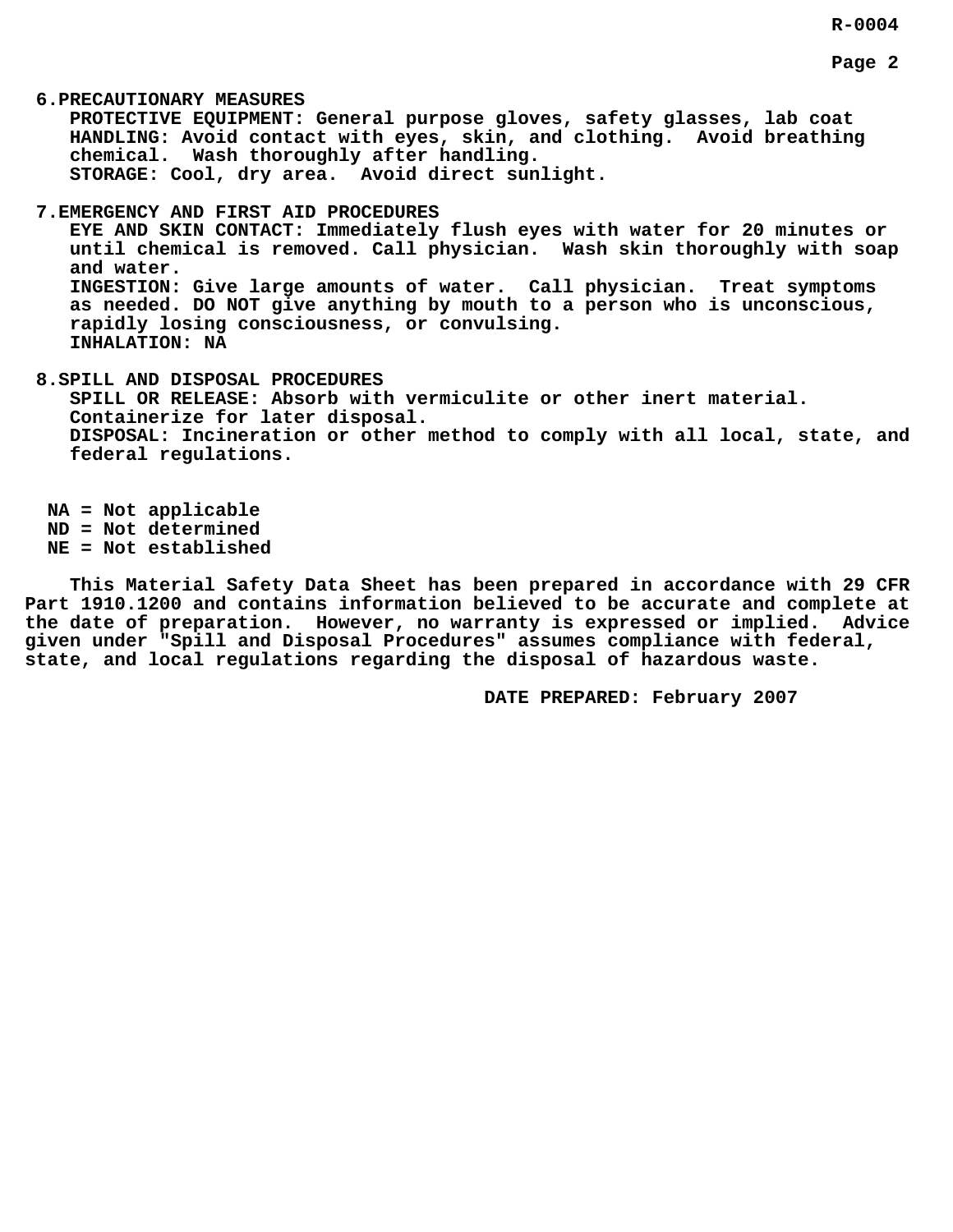## 6. PRECAUTIONARY MEASURES

**PROTECTIVE EQUIPMENT:** General purpose gloves, safety glasses, lab coat
**HANDLING:** Avoid contact with eyes, skin, and clothing. Avoid breathing chemical. Wash thoroughly after handling.
**STORAGE:** Cool, dry area. Avoid direct sunlight.

## 7. EMERGENCY AND FIRST AID PROCEDURES

**EYE AND SKIN CONTACT:** Immediately flush eyes with water for 20 minutes or until chemical is removed. Call physician. Wash skin thoroughly with soap and water.
**INGESTION:** Give large amounts of water. Call physician. Treat symptoms as needed. DO NOT give anything by mouth to a person who is unconscious, rapidly losing consciousness, or convulsing.
**INHALATION:** NA

## 8. SPILL AND DISPOSAL PROCEDURES

**SPILL OR RELEASE:** Absorb with vermiculite or other inert material. Containerize for later disposal.
**DISPOSAL:** Incineration or other method to comply with all local, state, and federal regulations.

NA = Not applicable
ND = Not determined
NE = Not established

This Material Safety Data Sheet has been prepared in accordance with 29 CFR Part 1910.1200 and contains information believed to be accurate and complete at the date of preparation. However, no warranty is expressed or implied. Advice given under "Spill and Disposal Procedures" assumes compliance with federal, state, and local regulations regarding the disposal of hazardous waste.

DATE PREPARED: February 2007